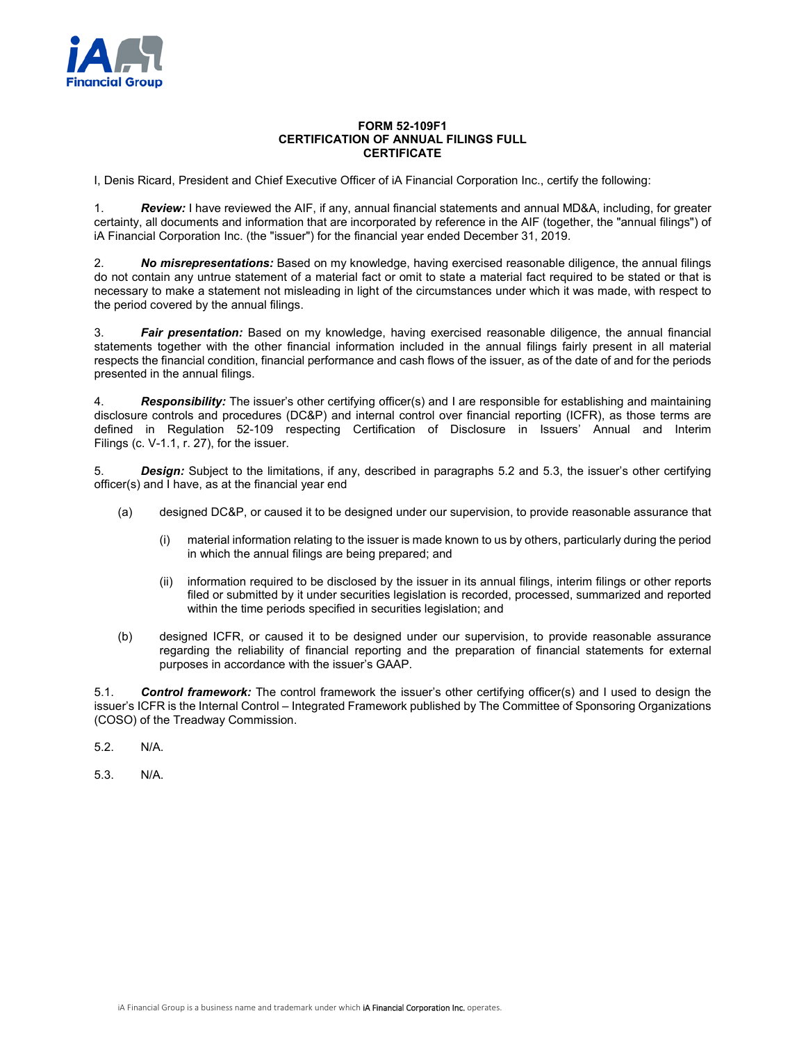# FORM 52-109F1
# CERTIFICATION OF ANNUAL FILINGS FULL CERTIFICATE

I, Denis Ricard, President and Chief Executive Officer of iA Financial Corporation Inc., certify the following:

1. ***Review:*** I have reviewed the AIF, if any, annual financial statements and annual MD&A, including, for greater certainty, all documents and information that are incorporated by reference in the AIF (together, the "annual filings") of iA Financial Corporation Inc. (the "issuer") for the financial year ended December 31, 2019.

2. ***No misrepresentations:*** Based on my knowledge, having exercised reasonable diligence, the annual filings do not contain any untrue statement of a material fact or omit to state a material fact required to be stated or that is necessary to make a statement not misleading in light of the circumstances under which it was made, with respect to the period covered by the annual filings.

3. ***Fair presentation:*** Based on my knowledge, having exercised reasonable diligence, the annual financial statements together with the other financial information included in the annual filings fairly present in all material respects the financial condition, financial performance and cash flows of the issuer, as of the date of and for the periods presented in the annual filings.

4. ***Responsibility:*** The issuer's other certifying officer(s) and I are responsible for establishing and maintaining disclosure controls and procedures (DC&P) and internal control over financial reporting (ICFR), as those terms are defined in Regulation 52-109 respecting Certification of Disclosure in Issuers' Annual and Interim Filings (c. V-1.1, r. 27), for the issuer.

5. ***Design:*** Subject to the limitations, if any, described in paragraphs 5.2 and 5.3, the issuer's other certifying officer(s) and I have, as at the financial year end

   (a) designed DC&P, or caused it to be designed under our supervision, to provide reasonable assurance that

      (i) material information relating to the issuer is made known to us by others, particularly during the period in which the annual filings are being prepared; and

      (ii) information required to be disclosed by the issuer in its annual filings, interim filings or other reports filed or submitted by it under securities legislation is recorded, processed, summarized and reported within the time periods specified in securities legislation; and

   (b) designed ICFR, or caused it to be designed under our supervision, to provide reasonable assurance regarding the reliability of financial reporting and the preparation of financial statements for external purposes in accordance with the issuer's GAAP.

5.1. ***Control framework:*** The control framework the issuer's other certifying officer(s) and I used to design the issuer's ICFR is the Internal Control – Integrated Framework published by The Committee of Sponsoring Organizations (COSO) of the Treadway Commission.

5.2. N/A.

5.3. N/A.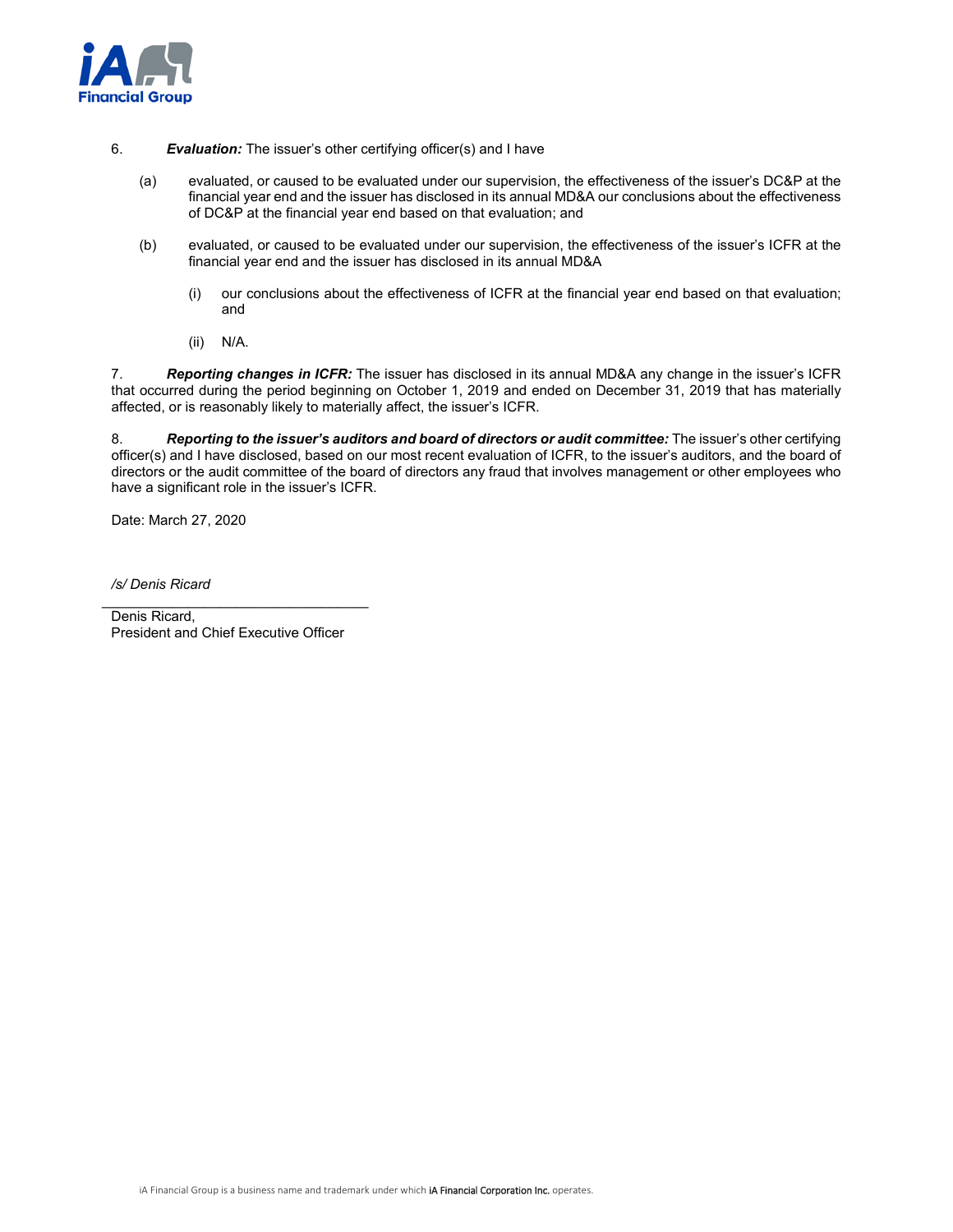6. ***Evaluation:*** The issuer's other certifying officer(s) and I have

   (a) evaluated, or caused to be evaluated under our supervision, the effectiveness of the issuer's DC&P at the financial year end and the issuer has disclosed in its annual MD&A our conclusions about the effectiveness of DC&P at the financial year end based on that evaluation; and

   (b) evaluated, or caused to be evaluated under our supervision, the effectiveness of the issuer's ICFR at the financial year end and the issuer has disclosed in its annual MD&A

      (i) our conclusions about the effectiveness of ICFR at the financial year end based on that evaluation; and

      (ii) N/A.

7. ***Reporting changes in ICFR:*** The issuer has disclosed in its annual MD&A any change in the issuer's ICFR that occurred during the period beginning on October 1, 2019 and ended on December 31, 2019 that has materially affected, or is reasonably likely to materially affect, the issuer's ICFR.

8. ***Reporting to the issuer's auditors and board of directors or audit committee:*** The issuer's other certifying officer(s) and I have disclosed, based on our most recent evaluation of ICFR, to the issuer's auditors, and the board of directors or the audit committee of the board of directors any fraud that involves management or other employees who have a significant role in the issuer's ICFR.

Date: March 27, 2020

*/s/ Denis Ricard*

\_\_\_\_\_\_\_\_\_\_\_\_\_\_\_\_\_\_\_\_\_\_\_\_\_\_\_\_\_\_\_\_

Denis Ricard,
President and Chief Executive Officer

iA Financial Group is a business name and trademark under which iA Financial Corporation Inc. operates.